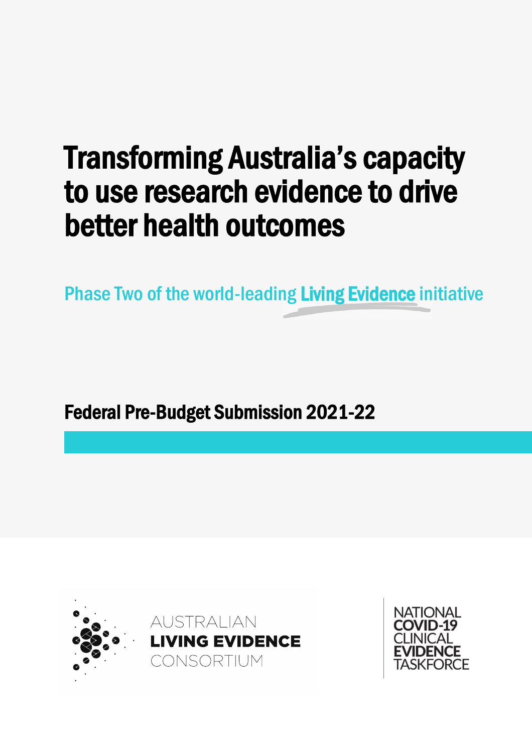# Transforming Australia's capacity to use research evidence to drive better health outcomes

Phase Two of the world-leading **Living Evidence** initiative

## Federal Pre-Budget Submission 2021-22

AUSTRALIAN **LIVING EVIDENCE** CONSORTIUM

NATIONAL **COVID-19** CLINICAL **EVIDENCE** TASKFORCE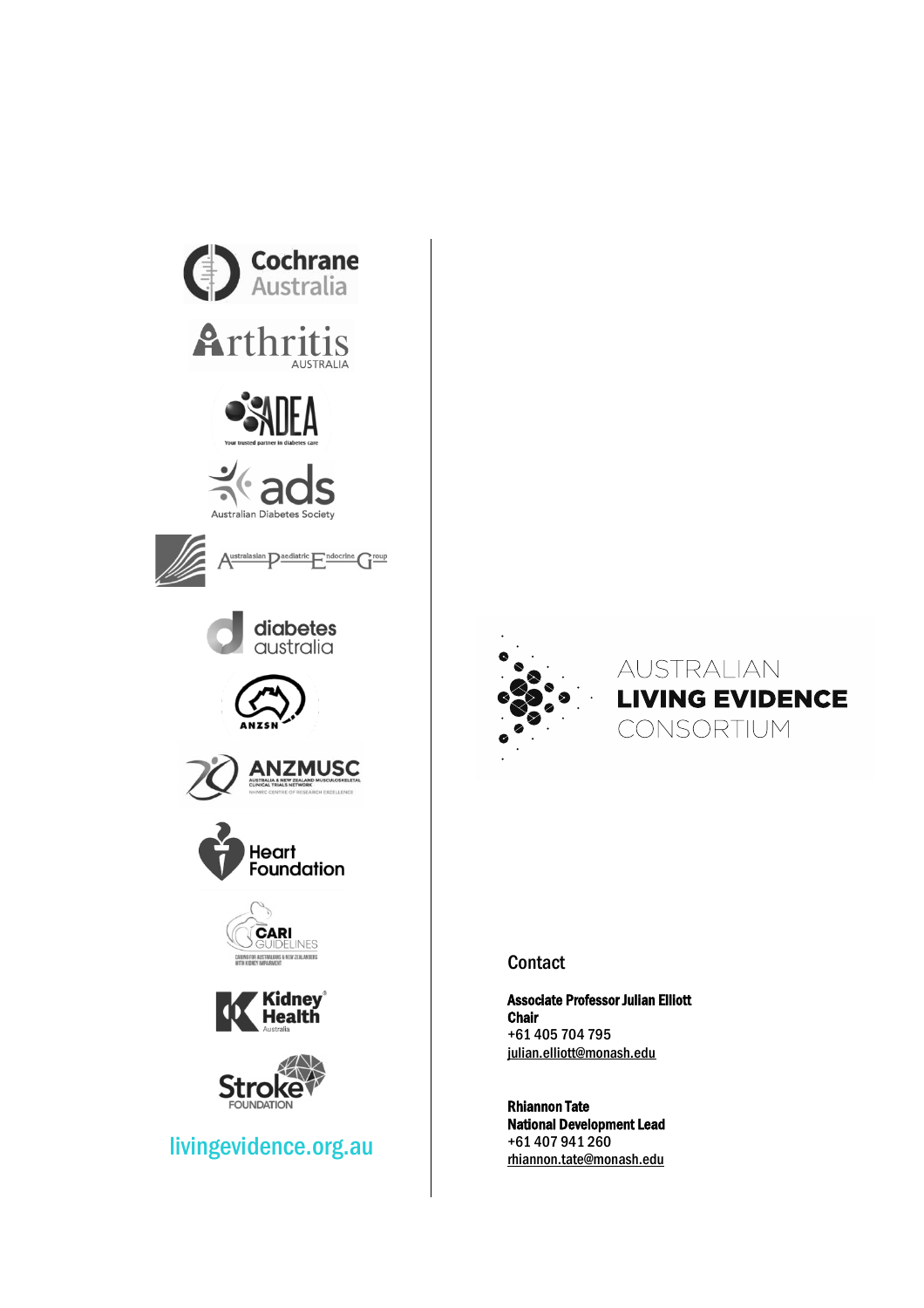livingevidence.org.au

AUSTRALIAN
**LIVING EVIDENCE**
CONSORTIUM

## Contact

**Associate Professor Julian Elliott**
**Chair**
+61 405 704 795
julian.elliott@monash.edu

**Rhiannon Tate**
**National Development Lead**
+61 407 941 260
rhiannon.tate@monash.edu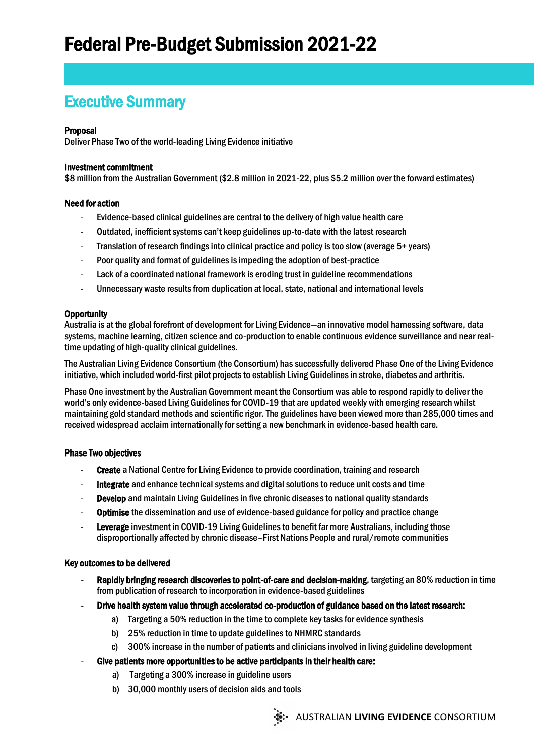# Federal Pre-Budget Submission 2021-22

## Executive Summary

**Proposal**
Deliver Phase Two of the world-leading Living Evidence initiative

**Investment commitment**
$8 million from the Australian Government ($2.8 million in 2021-22, plus $5.2 million over the forward estimates)

**Need for action**

- Evidence-based clinical guidelines are central to the delivery of high value health care
- Outdated, inefficient systems can't keep guidelines up-to-date with the latest research
- Translation of research findings into clinical practice and policy is too slow (average 5+ years)
- Poor quality and format of guidelines is impeding the adoption of best-practice
- Lack of a coordinated national framework is eroding trust in guideline recommendations
- Unnecessary waste results from duplication at local, state, national and international levels

**Opportunity**
Australia is at the global forefront of development for Living Evidence—an innovative model harnessing software, data systems, machine learning, citizen science and co-production to enable continuous evidence surveillance and near real-time updating of high-quality clinical guidelines.

The Australian Living Evidence Consortium (the Consortium) has successfully delivered Phase One of the Living Evidence initiative, which included world-first pilot projects to establish Living Guidelines in stroke, diabetes and arthritis.

Phase One investment by the Australian Government meant the Consortium was able to respond rapidly to deliver the world's only evidence-based Living Guidelines for COVID-19 that are updated weekly with emerging research whilst maintaining gold standard methods and scientific rigor. The guidelines have been viewed more than 285,000 times and received widespread acclaim internationally for setting a new benchmark in evidence-based health care.

**Phase Two objectives**

- **Create** a National Centre for Living Evidence to provide coordination, training and research
- **Integrate** and enhance technical systems and digital solutions to reduce unit costs and time
- **Develop** and maintain Living Guidelines in five chronic diseases to national quality standards
- **Optimise** the dissemination and use of evidence-based guidance for policy and practice change
- **Leverage** investment in COVID-19 Living Guidelines to benefit far more Australians, including those disproportionally affected by chronic disease–First Nations People and rural/remote communities

**Key outcomes to be delivered**

- **Rapidly bringing research discoveries to point-of-care and decision-making**, targeting an 80% reduction in time from publication of research to incorporation in evidence-based guidelines
- **Drive health system value through accelerated co-production of guidance based on the latest research:**
  a) Targeting a 50% reduction in the time to complete key tasks for evidence synthesis
  b) 25% reduction in time to update guidelines to NHMRC standards
  c) 300% increase in the number of patients and clinicians involved in living guideline development
- **Give patients more opportunities to be active participants in their health care:**
  a) Targeting a 300% increase in guideline users
  b) 30,000 monthly users of decision aids and tools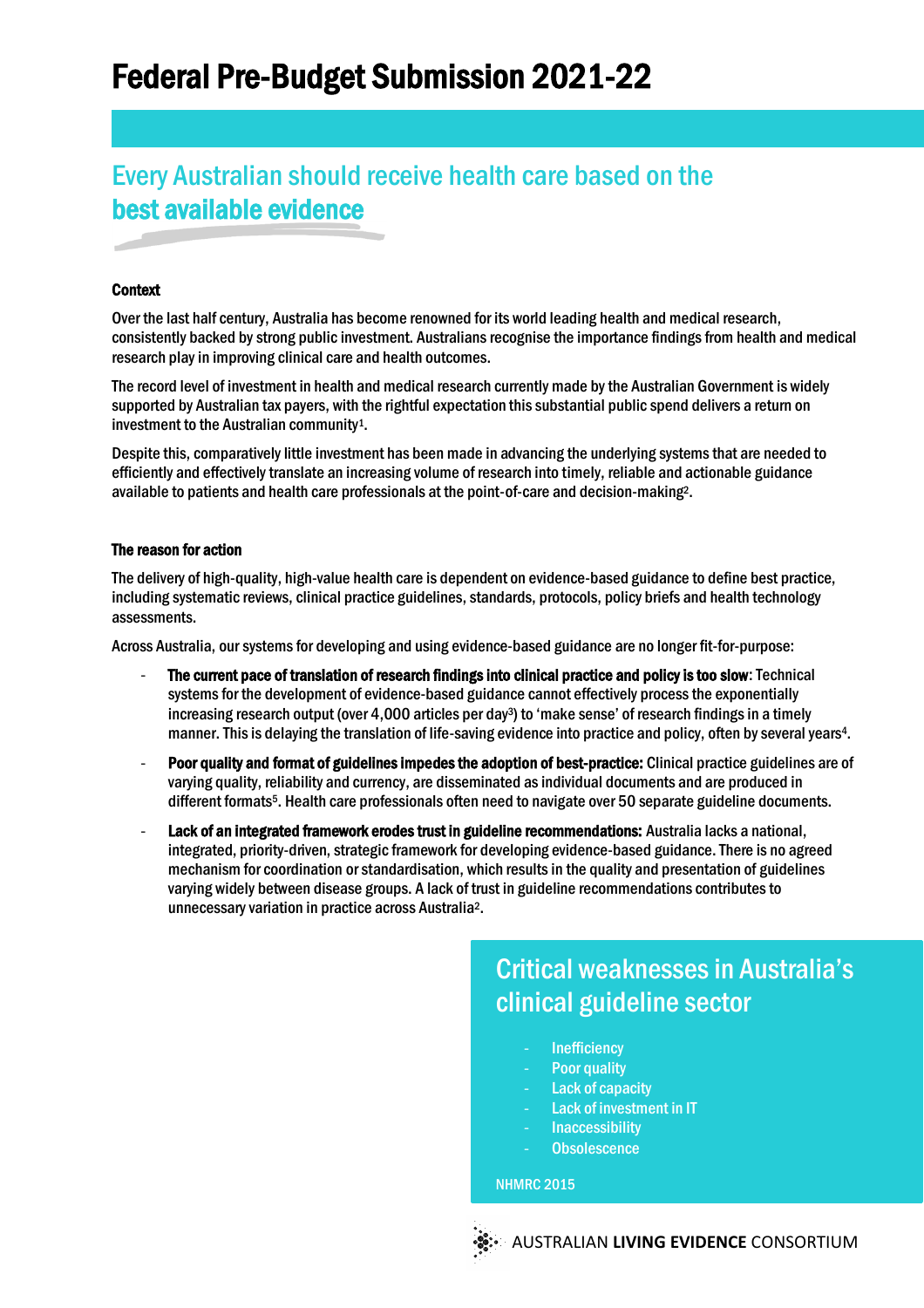# Federal Pre-Budget Submission 2021-22

## Every Australian should receive health care based on the **best available evidence**

### Context

Over the last half century, Australia has become renowned for its world leading health and medical research, consistently backed by strong public investment. Australians recognise the importance findings from health and medical research play in improving clinical care and health outcomes.

The record level of investment in health and medical research currently made by the Australian Government is widely supported by Australian tax payers, with the rightful expectation this substantial public spend delivers a return on investment to the Australian community[1].

Despite this, comparatively little investment has been made in advancing the underlying systems that are needed to efficiently and effectively translate an increasing volume of research into timely, reliable and actionable guidance available to patients and health care professionals at the point-of-care and decision-making[2].

### The reason for action

The delivery of high-quality, high-value health care is dependent on evidence-based guidance to define best practice, including systematic reviews, clinical practice guidelines, standards, protocols, policy briefs and health technology assessments.

Across Australia, our systems for developing and using evidence-based guidance are no longer fit-for-purpose:

- **The current pace of translation of research findings into clinical practice and policy is too slow**: Technical systems for the development of evidence-based guidance cannot effectively process the exponentially increasing research output (over 4,000 articles per day[3]) to 'make sense' of research findings in a timely manner. This is delaying the translation of life-saving evidence into practice and policy, often by several years[4].
- **Poor quality and format of guidelines impedes the adoption of best-practice:** Clinical practice guidelines are of varying quality, reliability and currency, are disseminated as individual documents and are produced in different formats[5]. Health care professionals often need to navigate over 50 separate guideline documents.
- **Lack of an integrated framework erodes trust in guideline recommendations:** Australia lacks a national, integrated, priority-driven, strategic framework for developing evidence-based guidance. There is no agreed mechanism for coordination or standardisation, which results in the quality and presentation of guidelines varying widely between disease groups. A lack of trust in guideline recommendations contributes to unnecessary variation in practice across Australia[2].

### Critical weaknesses in Australia's clinical guideline sector

- Inefficiency
- Poor quality
- Lack of capacity
- Lack of investment in IT
- Inaccessibility
- Obsolescence

NHMRC 2015

AUSTRALIAN **LIVING EVIDENCE** CONSORTIUM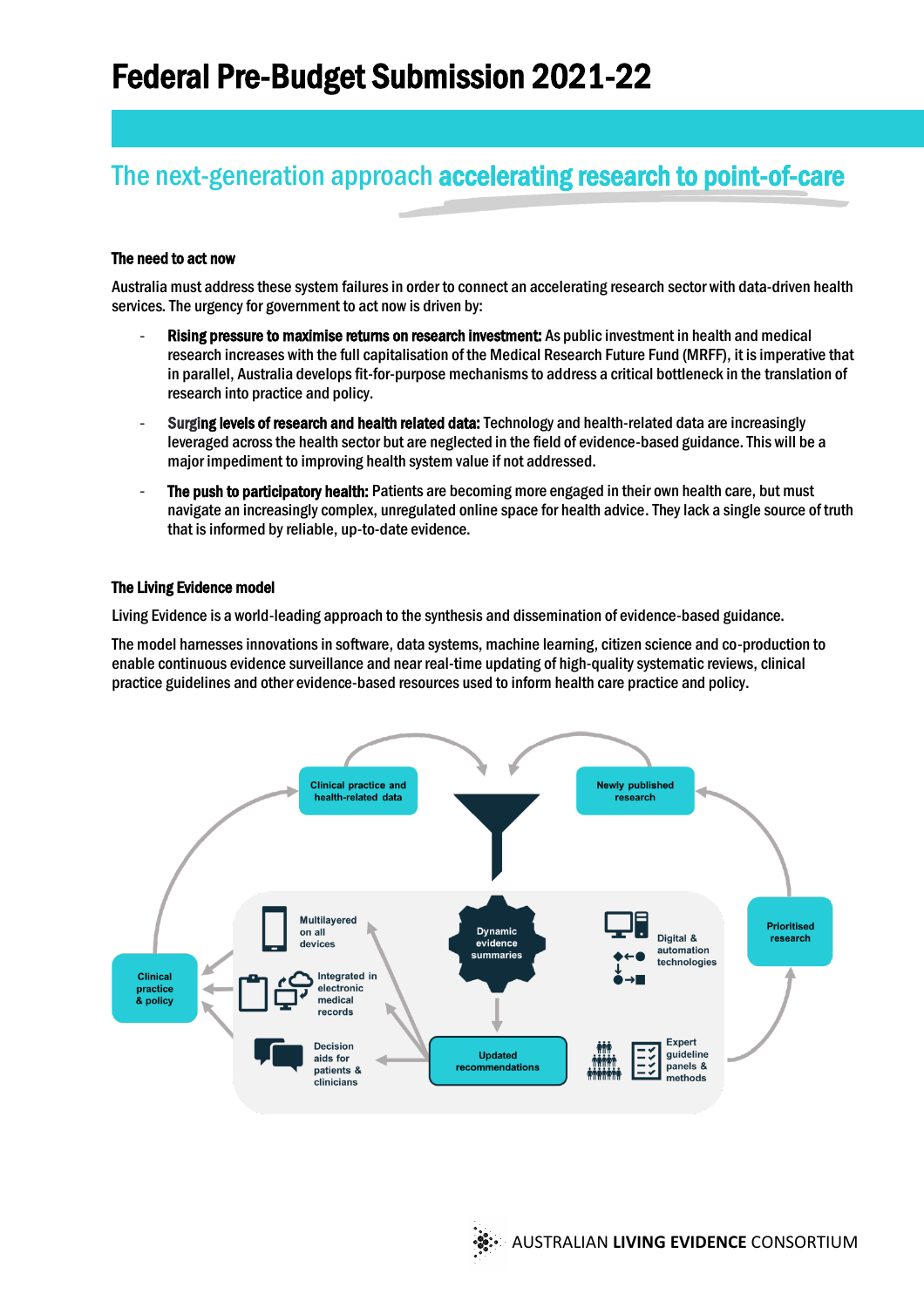# Federal Pre-Budget Submission 2021-22

## The next-generation approach **accelerating research to point-of-care**

### The need to act now

Australia must address these system failures in order to connect an accelerating research sector with data-driven health services. The urgency for government to act now is driven by:

- **Rising pressure to maximise returns on research investment:** As public investment in health and medical research increases with the full capitalisation of the Medical Research Future Fund (MRFF), it is imperative that in parallel, Australia develops fit-for-purpose mechanisms to address a critical bottleneck in the translation of research into practice and policy.
- **Surging levels of research and health related data:** Technology and health-related data are increasingly leveraged across the health sector but are neglected in the field of evidence-based guidance. This will be a major impediment to improving health system value if not addressed.
- **The push to participatory health:** Patients are becoming more engaged in their own health care, but must navigate an increasingly complex, unregulated online space for health advice. They lack a single source of truth that is informed by reliable, up-to-date evidence.

### The Living Evidence model

Living Evidence is a world-leading approach to the synthesis and dissemination of evidence-based guidance.

The model harnesses innovations in software, data systems, machine learning, citizen science and co-production to enable continuous evidence surveillance and near real-time updating of high-quality systematic reviews, clinical practice guidelines and other evidence-based resources used to inform health care practice and policy.

Clinical practice and health-related data

Newly published research

Multilayered on all devices

Dynamic evidence summaries

Digital & automation technologies

Prioritised research

Clinical practice & policy

Integrated in electronic medical records

Decision aids for patients & clinicians

Updated recommendations

Expert guideline panels & methods

AUSTRALIAN **LIVING EVIDENCE** CONSORTIUM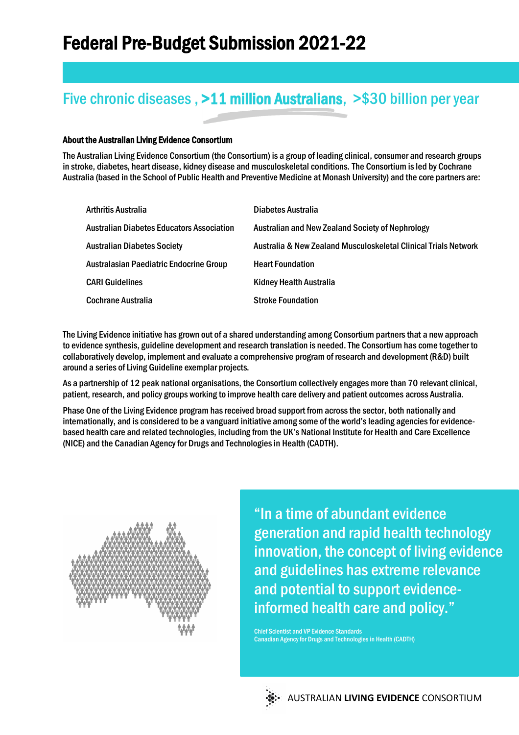# Federal Pre-Budget Submission 2021-22

## Five chronic diseases , **>11 million Australians**, >$30 billion per year

**About the Australian Living Evidence Consortium**

The Australian Living Evidence Consortium (the Consortium) is a group of leading clinical, consumer and research groups in stroke, diabetes, heart disease, kidney disease and musculoskeletal conditions. The Consortium is led by Cochrane Australia (based in the School of Public Health and Preventive Medicine at Monash University) and the core partners are:

- Arthritis Australia
- Australian Diabetes Educators Association
- Australian Diabetes Society
- Australasian Paediatric Endocrine Group
- CARI Guidelines
- Cochrane Australia
- Diabetes Australia
- Australian and New Zealand Society of Nephrology
- Australia & New Zealand Musculoskeletal Clinical Trials Network
- Heart Foundation
- Kidney Health Australia
- Stroke Foundation

The Living Evidence initiative has grown out of a shared understanding among Consortium partners that a new approach to evidence synthesis, guideline development and research translation is needed. The Consortium has come together to collaboratively develop, implement and evaluate a comprehensive program of research and development (R&D) built around a series of Living Guideline exemplar projects.

As a partnership of 12 peak national organisations, the Consortium collectively engages more than 70 relevant clinical, patient, research, and policy groups working to improve health care delivery and patient outcomes across Australia.

Phase One of the Living Evidence program has received broad support from across the sector, both nationally and internationally, and is considered to be a vanguard initiative among some of the world's leading agencies for evidence-based health care and related technologies, including from the UK's National Institute for Health and Care Excellence (NICE) and the Canadian Agency for Drugs and Technologies in Health (CADTH).

> "In a time of abundant evidence generation and rapid health technology innovation, the concept of living evidence and guidelines has extreme relevance and potential to support evidence-informed health care and policy."
>
> Chief Scientist and VP Evidence Standards
> Canadian Agency for Drugs and Technologies in Health (CADTH)

AUSTRALIAN **LIVING EVIDENCE** CONSORTIUM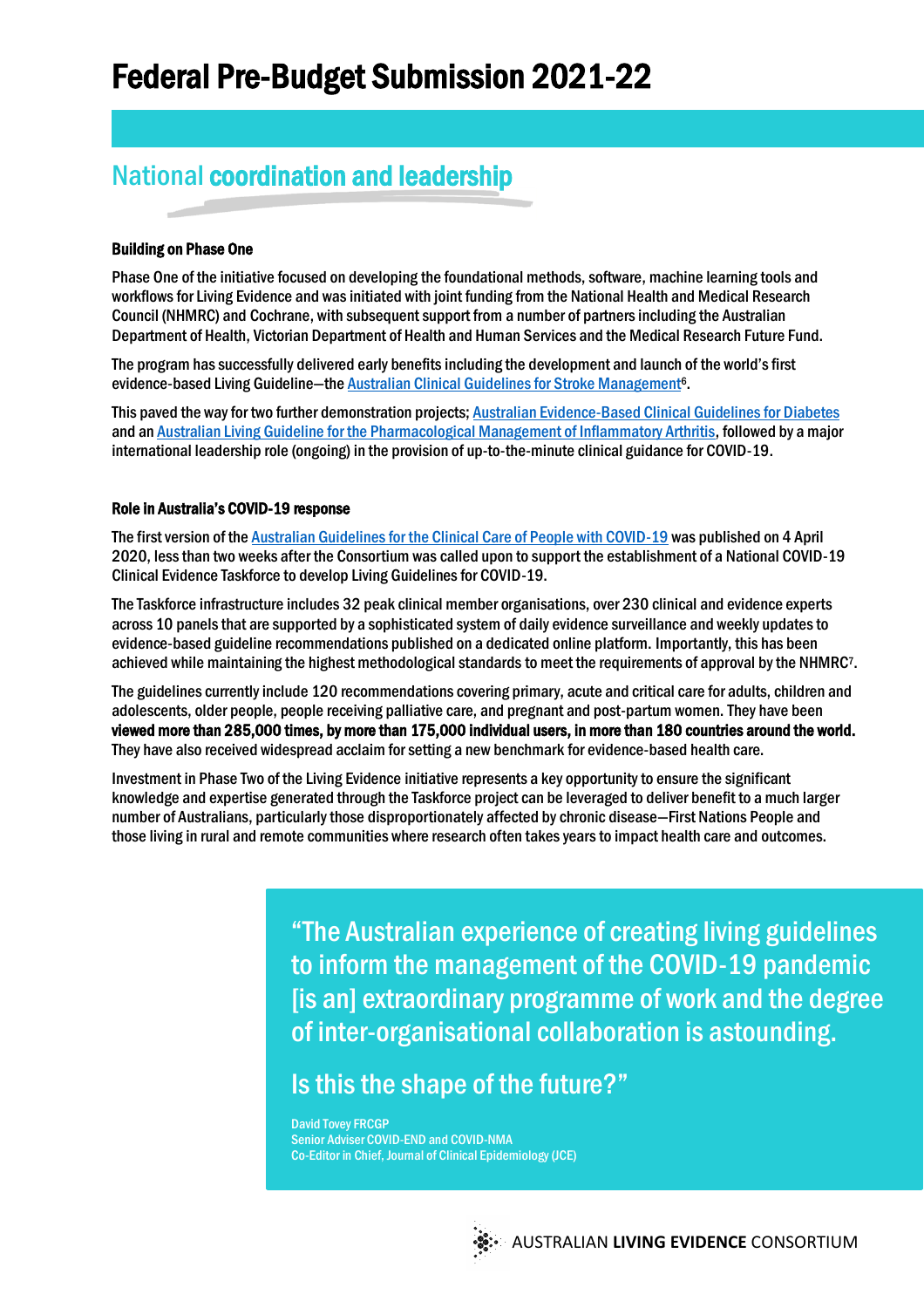# Federal Pre-Budget Submission 2021-22

## National **coordination and leadership**

**Building on Phase One**

Phase One of the initiative focused on developing the foundational methods, software, machine learning tools and workflows for Living Evidence and was initiated with joint funding from the National Health and Medical Research Council (NHMRC) and Cochrane, with subsequent support from a number of partners including the Australian Department of Health, Victorian Department of Health and Human Services and the Medical Research Future Fund.

The program has successfully delivered early benefits including the development and launch of the world's first evidence-based Living Guideline—the Australian Clinical Guidelines for Stroke Management[6].

This paved the way for two further demonstration projects; Australian Evidence-Based Clinical Guidelines for Diabetes and an Australian Living Guideline for the Pharmacological Management of Inflammatory Arthritis, followed by a major international leadership role (ongoing) in the provision of up-to-the-minute clinical guidance for COVID-19.

**Role in Australia's COVID-19 response**

The first version of the Australian Guidelines for the Clinical Care of People with COVID-19 was published on 4 April 2020, less than two weeks after the Consortium was called upon to support the establishment of a National COVID-19 Clinical Evidence Taskforce to develop Living Guidelines for COVID-19.

The Taskforce infrastructure includes 32 peak clinical member organisations, over 230 clinical and evidence experts across 10 panels that are supported by a sophisticated system of daily evidence surveillance and weekly updates to evidence-based guideline recommendations published on a dedicated online platform. Importantly, this has been achieved while maintaining the highest methodological standards to meet the requirements of approval by the NHMRC[7].

The guidelines currently include 120 recommendations covering primary, acute and critical care for adults, children and adolescents, older people, people receiving palliative care, and pregnant and post-partum women. They have been **viewed more than 285,000 times, by more than 175,000 individual users, in more than 180 countries around the world.** They have also received widespread acclaim for setting a new benchmark for evidence-based health care.

Investment in Phase Two of the Living Evidence initiative represents a key opportunity to ensure the significant knowledge and expertise generated through the Taskforce project can be leveraged to deliver benefit to a much larger number of Australians, particularly those disproportionately affected by chronic disease—First Nations People and those living in rural and remote communities where research often takes years to impact health care and outcomes.

> "The Australian experience of creating living guidelines to inform the management of the COVID-19 pandemic [is an] extraordinary programme of work and the degree of inter-organisational collaboration is astounding.
>
> Is this the shape of the future?"
>
> David Tovey FRCGP
> Senior Adviser COVID-END and COVID-NMA
> Co-Editor in Chief, Journal of Clinical Epidemiology (JCE)

AUSTRALIAN **LIVING EVIDENCE** CONSORTIUM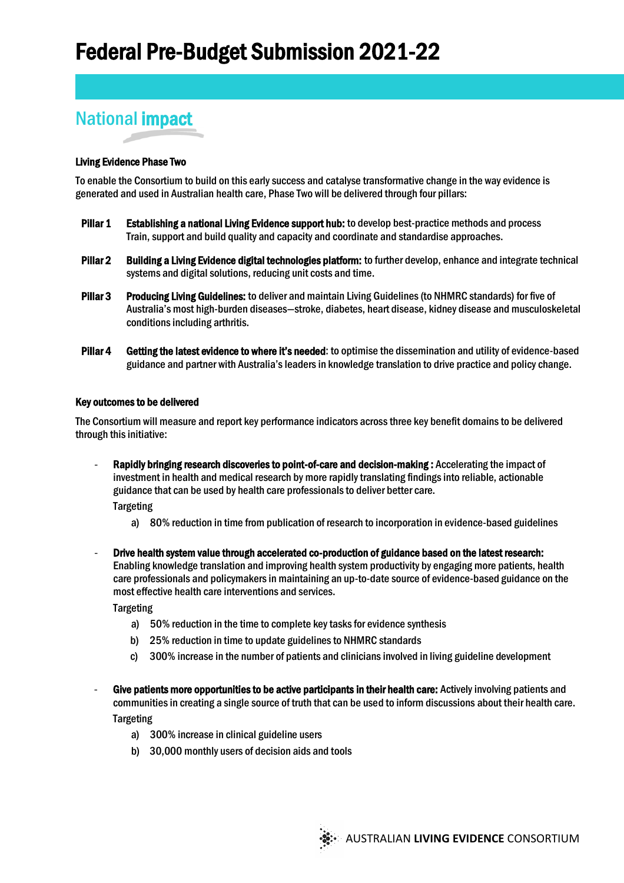# Federal Pre-Budget Submission 2021-22

## National impact

### Living Evidence Phase Two

To enable the Consortium to build on this early success and catalyse transformative change in the way evidence is generated and used in Australian health care, Phase Two will be delivered through four pillars:

**Pillar 1** **Establishing a national Living Evidence support hub:** to develop best-practice methods and process Train, support and build quality and capacity and coordinate and standardise approaches.

**Pillar 2** **Building a Living Evidence digital technologies platform:** to further develop, enhance and integrate technical systems and digital solutions, reducing unit costs and time.

**Pillar 3** **Producing Living Guidelines:** to deliver and maintain Living Guidelines (to NHMRC standards) for five of Australia's most high-burden diseases—stroke, diabetes, heart disease, kidney disease and musculoskeletal conditions including arthritis.

**Pillar 4** **Getting the latest evidence to where it's needed**: to optimise the dissemination and utility of evidence-based guidance and partner with Australia's leaders in knowledge translation to drive practice and policy change.

### Key outcomes to be delivered

The Consortium will measure and report key performance indicators across three key benefit domains to be delivered through this initiative:

- **Rapidly bringing research discoveries to point-of-care and decision-making :** Accelerating the impact of investment in health and medical research by more rapidly translating findings into reliable, actionable guidance that can be used by health care professionals to deliver better care.
  
  Targeting
  
  a) 80% reduction in time from publication of research to incorporation in evidence-based guidelines

- **Drive health system value through accelerated co-production of guidance based on the latest research:** Enabling knowledge translation and improving health system productivity by engaging more patients, health care professionals and policymakers in maintaining an up-to-date source of evidence-based guidance on the most effective health care interventions and services.
  
  Targeting
  
  a) 50% reduction in the time to complete key tasks for evidence synthesis
  
  b) 25% reduction in time to update guidelines to NHMRC standards
  
  c) 300% increase in the number of patients and clinicians involved in living guideline development

- **Give patients more opportunities to be active participants in their health care:** Actively involving patients and communities in creating a single source of truth that can be used to inform discussions about their health care.
  
  Targeting
  
  a) 300% increase in clinical guideline users
  
  b) 30,000 monthly users of decision aids and tools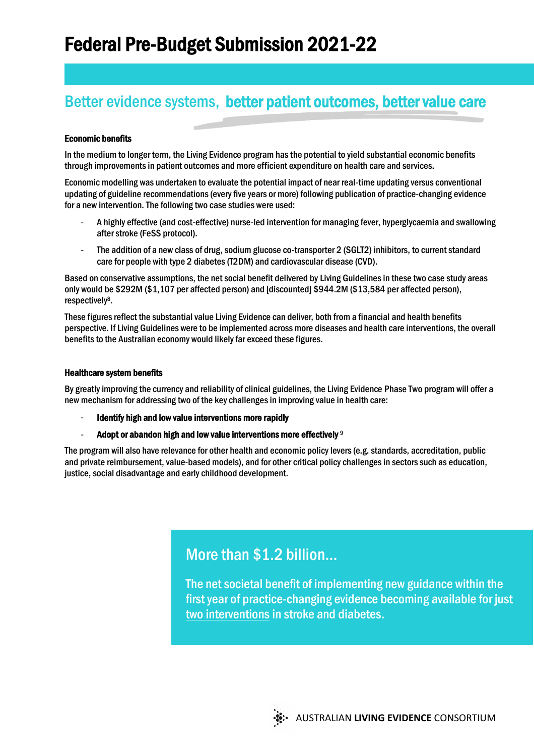# Federal Pre-Budget Submission 2021-22

## Better evidence systems, better patient outcomes, better value care

**Economic benefits**

In the medium to longer term, the Living Evidence program has the potential to yield substantial economic benefits through improvements in patient outcomes and more efficient expenditure on health care and services.

Economic modelling was undertaken to evaluate the potential impact of near real-time updating versus conventional updating of guideline recommendations (every five years or more) following publication of practice-changing evidence for a new intervention. The following two case studies were used:

- A highly effective (and cost-effective) nurse-led intervention for managing fever, hyperglycaemia and swallowing after stroke (FeSS protocol).
- The addition of a new class of drug, sodium glucose co-transporter 2 (SGLT2) inhibitors, to current standard care for people with type 2 diabetes (T2DM) and cardiovascular disease (CVD).

Based on conservative assumptions, the net social benefit delivered by Living Guidelines in these two case study areas only would be $292M ($1,107 per affected person) and [discounted] $944.2M ($13,584 per affected person), respectively[8].

These figures reflect the substantial value Living Evidence can deliver, both from a financial and health benefits perspective. If Living Guidelines were to be implemented across more diseases and health care interventions, the overall benefits to the Australian economy would likely far exceed these figures.

**Healthcare system benefits**

By greatly improving the currency and reliability of clinical guidelines, the Living Evidence Phase Two program will offer a new mechanism for addressing two of the key challenges in improving value in health care:

- **Identify high and low value interventions more rapidly**
- **Adopt or abandon high and low value interventions more effectively** [9]

The program will also have relevance for other health and economic policy levers (e.g. standards, accreditation, public and private reimbursement, value-based models), and for other critical policy challenges in sectors such as education, justice, social disadvantage and early childhood development.

### More than $1.2 billion...

The net societal benefit of implementing new guidance within the first year of practice-changing evidence becoming available for just two interventions in stroke and diabetes.

AUSTRALIAN **LIVING EVIDENCE** CONSORTIUM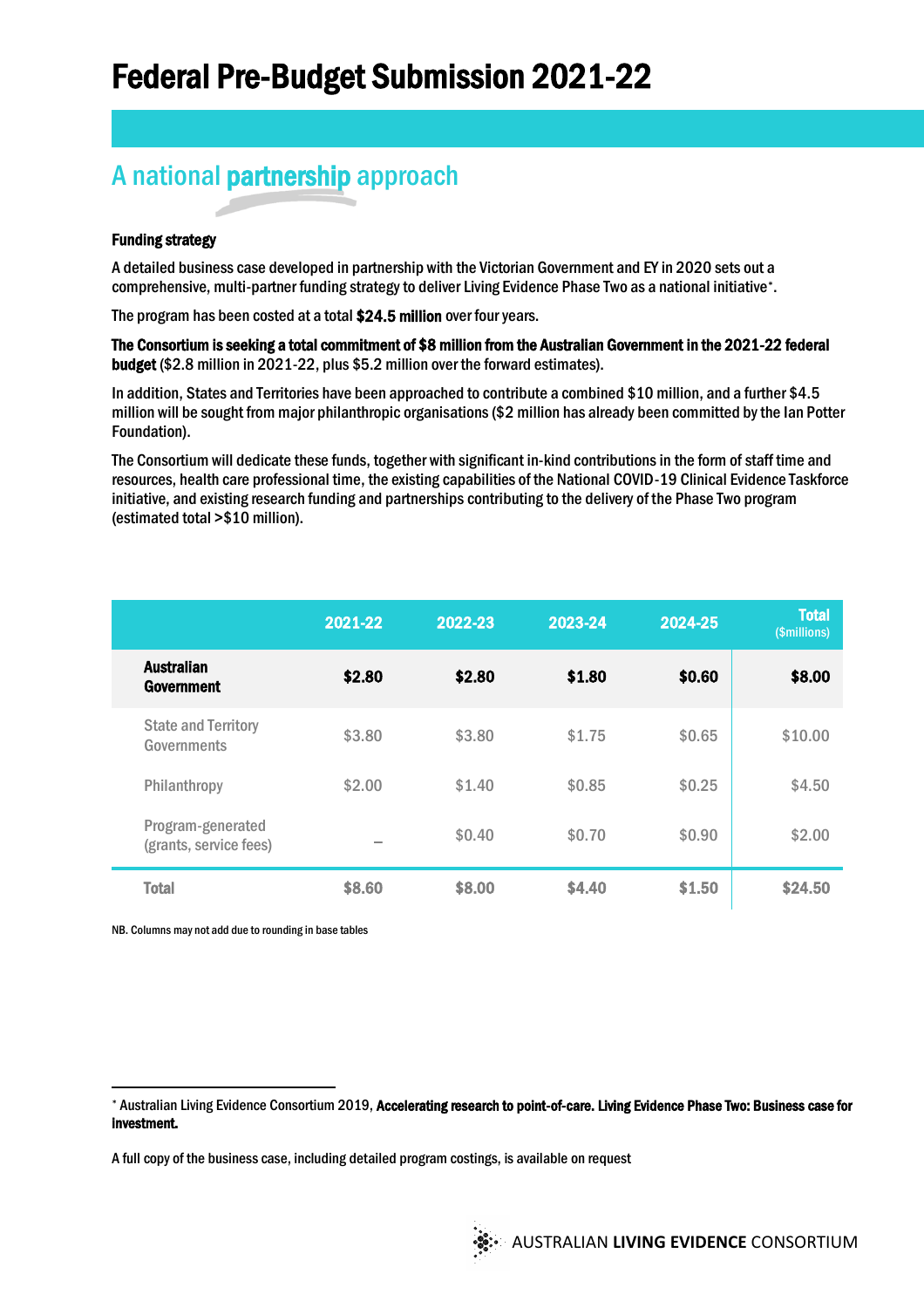# Federal Pre-Budget Submission 2021-22

## A national partnership approach

**Funding strategy**

A detailed business case developed in partnership with the Victorian Government and EY in 2020 sets out a comprehensive, multi-partner funding strategy to deliver Living Evidence Phase Two as a national initiative*.

The program has been costed at a total **$24.5 million** over four years.

**The Consortium is seeking a total commitment of $8 million from the Australian Government in the 2021-22 federal budget** ($2.8 million in 2021-22, plus $5.2 million over the forward estimates).

In addition, States and Territories have been approached to contribute a combined $10 million, and a further $4.5 million will be sought from major philanthropic organisations ($2 million has already been committed by the Ian Potter Foundation).

The Consortium will dedicate these funds, together with significant in-kind contributions in the form of staff time and resources, health care professional time, the existing capabilities of the National COVID-19 Clinical Evidence Taskforce initiative, and existing research funding and partnerships contributing to the delivery of the Phase Two program (estimated total >$10 million).

| | 2021-22 | 2022-23 | 2023-24 | 2024-25 | Total ($millions) |
|---|---|---|---|---|---|
| **Australian Government** | **$2.80** | **$2.80** | **$1.80** | **$0.60** | **$8.00** |
| State and Territory Governments | $3.80 | $3.80 | $1.75 | $0.65 | $10.00 |
| Philanthropy | $2.00 | $1.40 | $0.85 | $0.25 | $4.50 |
| Program-generated (grants, service fees) | – | $0.40 | $0.70 | $0.90 | $2.00 |
| **Total** | **$8.60** | **$8.00** | **$4.40** | **$1.50** | **$24.50** |

NB. Columns may not add due to rounding in base tables

* Australian Living Evidence Consortium 2019, **Accelerating research to point-of-care. Living Evidence Phase Two: Business case for investment.**

A full copy of the business case, including detailed program costings, is available on request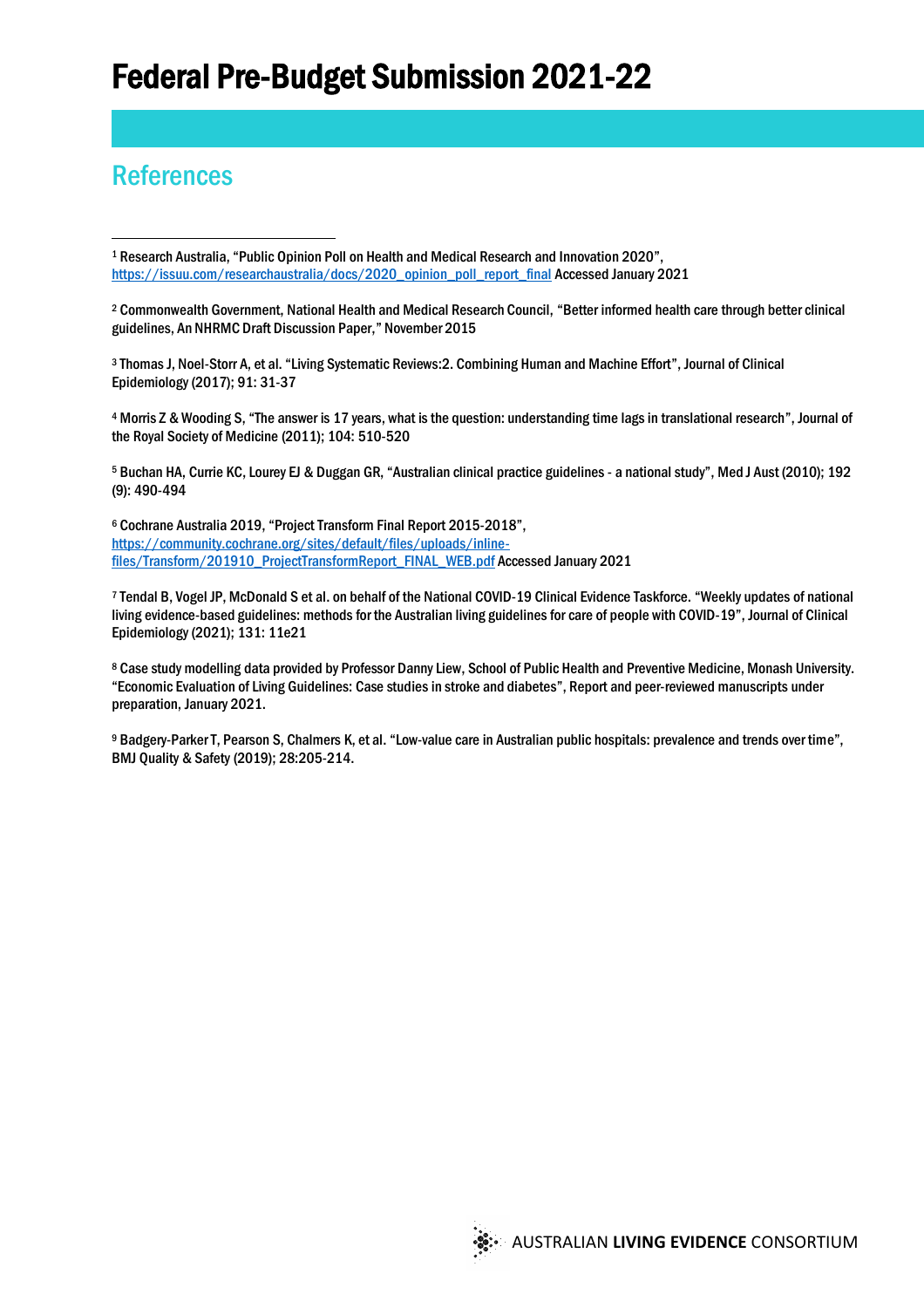# Federal Pre-Budget Submission 2021-22

## References

[1] Research Australia, "Public Opinion Poll on Health and Medical Research and Innovation 2020", https://issuu.com/researchaustralia/docs/2020_opinion_poll_report_final Accessed January 2021

[2] Commonwealth Government, National Health and Medical Research Council, "Better informed health care through better clinical guidelines, An NHMRC Draft Discussion Paper," November 2015

[3] Thomas J, Noel-Storr A, et al. "Living Systematic Reviews:2. Combining Human and Machine Effort", Journal of Clinical Epidemiology (2017); 91: 31-37

[4] Morris Z & Wooding S, "The answer is 17 years, what is the question: understanding time lags in translational research", Journal of the Royal Society of Medicine (2011); 104: 510-520

[5] Buchan HA, Currie KC, Lourey EJ & Duggan GR, "Australian clinical practice guidelines - a national study", Med J Aust (2010); 192 (9): 490-494

[6] Cochrane Australia 2019, "Project Transform Final Report 2015-2018", https://community.cochrane.org/sites/default/files/uploads/inline-files/Transform/201910_ProjectTransformReport_FINAL_WEB.pdf Accessed January 2021

[7] Tendal B, Vogel JP, McDonald S et al. on behalf of the National COVID-19 Clinical Evidence Taskforce. "Weekly updates of national living evidence-based guidelines: methods for the Australian living guidelines for care of people with COVID-19", Journal of Clinical Epidemiology (2021); 131: 11e21

[8] Case study modelling data provided by Professor Danny Liew, School of Public Health and Preventive Medicine, Monash University. "Economic Evaluation of Living Guidelines: Case studies in stroke and diabetes", Report and peer-reviewed manuscripts under preparation, January 2021.

[9] Badgery-Parker T, Pearson S, Chalmers K, et al. "Low-value care in Australian public hospitals: prevalence and trends over time", BMJ Quality & Safety (2019); 28:205-214.